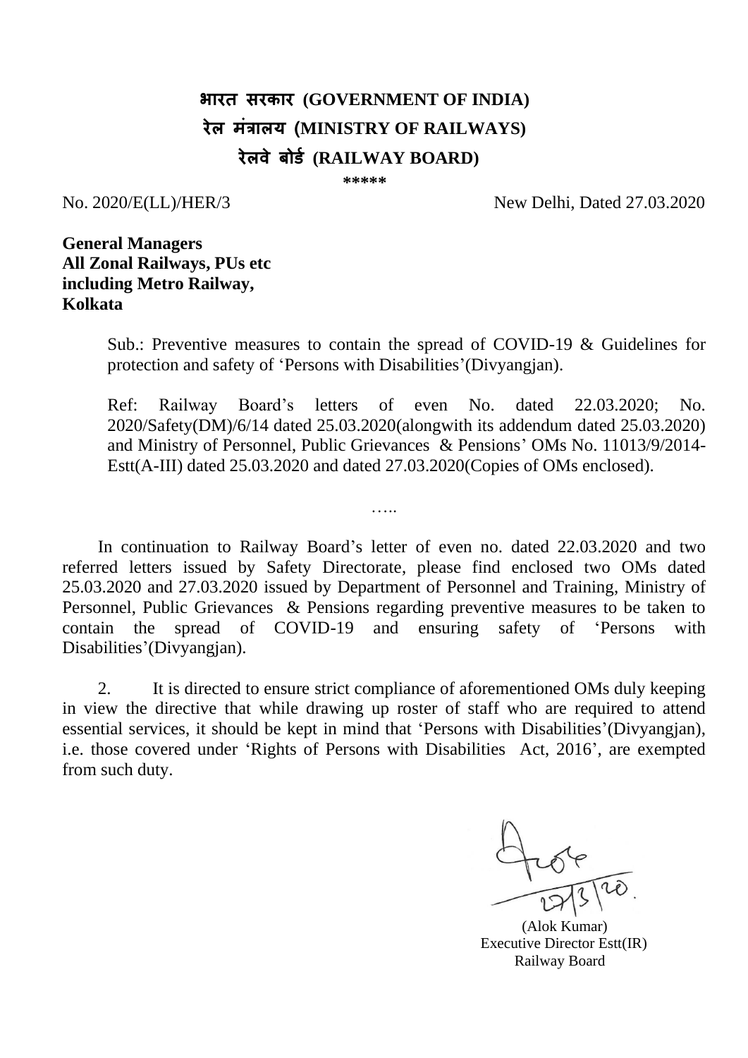# भारत सरकार (GOVERNMENT OF INDIA)
# रेल मंत्रालय (MINISTRY OF RAILWAYS)
# रेलवे बोर्ड (RAILWAY BOARD)

\*\*\*\*\*

No. 2020/E(LL)/HER/3 New Delhi, Dated 27.03.2020

**General Managers**
**All Zonal Railways, PUs etc**
**including Metro Railway,**
**Kolkata**

Sub.: Preventive measures to contain the spread of COVID-19 & Guidelines for protection and safety of 'Persons with Disabilities'(Divyangjan).

Ref: Railway Board's letters of even No. dated 22.03.2020; No. 2020/Safety(DM)/6/14 dated 25.03.2020(alongwith its addendum dated 25.03.2020) and Ministry of Personnel, Public Grievances & Pensions' OMs No. 11013/9/2014-Estt(A-III) dated 25.03.2020 and dated 27.03.2020(Copies of OMs enclosed).

…..

In continuation to Railway Board's letter of even no. dated 22.03.2020 and two referred letters issued by Safety Directorate, please find enclosed two OMs dated 25.03.2020 and 27.03.2020 issued by Department of Personnel and Training, Ministry of Personnel, Public Grievances & Pensions regarding preventive measures to be taken to contain the spread of COVID-19 and ensuring safety of 'Persons with Disabilities'(Divyangjan).

2. It is directed to ensure strict compliance of aforementioned OMs duly keeping in view the directive that while drawing up roster of staff who are required to attend essential services, it should be kept in mind that 'Persons with Disabilities'(Divyangjan), i.e. those covered under 'Rights of Persons with Disabilities Act, 2016', are exempted from such duty.

27/3/20.

(Alok Kumar)
Executive Director Estt(IR)
Railway Board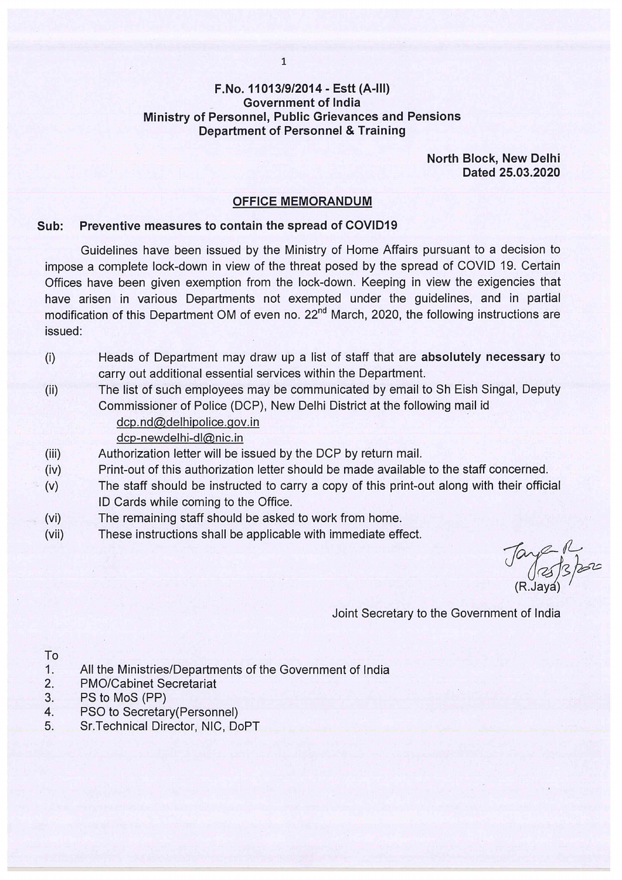**F.No. 11013/9/2014 - Estt (A-III)**
**Government of India**
**Ministry of Personnel, Public Grievances and Pensions**
**Department of Personnel & Training**

**North Block, New Delhi**
**Dated 25.03.2020**

## OFFICE MEMORANDUM

**Sub: Preventive measures to contain the spread of COVID19**

Guidelines have been issued by the Ministry of Home Affairs pursuant to a decision to impose a complete lock-down in view of the threat posed by the spread of COVID 19. Certain Offices have been given exemption from the lock-down. Keeping in view the exigencies that have arisen in various Departments not exempted under the guidelines, and in partial modification of this Department OM of even no. 22nd March, 2020, the following instructions are issued:

(i) Heads of Department may draw up a list of staff that are **absolutely necessary** to carry out additional essential services within the Department.

(ii) The list of such employees may be communicated by email to Sh Eish Singal, Deputy Commissioner of Police (DCP), New Delhi District at the following mail id
dcp.nd@delhipolice.gov.in
dcp-newdelhi-dl@nic.in

(iii) Authorization letter will be issued by the DCP by return mail.

(iv) Print-out of this authorization letter should be made available to the staff concerned.

(v) The staff should be instructed to carry a copy of this print-out along with their official ID Cards while coming to the Office.

(vi) The remaining staff should be asked to work from home.

(vii) These instructions shall be applicable with immediate effect.

(R.Jaya)

Joint Secretary to the Government of India

To

1. All the Ministries/Departments of the Government of India
2. PMO/Cabinet Secretariat
3. PS to MoS (PP)
4. PSO to Secretary(Personnel)
5. Sr.Technical Director, NIC, DoPT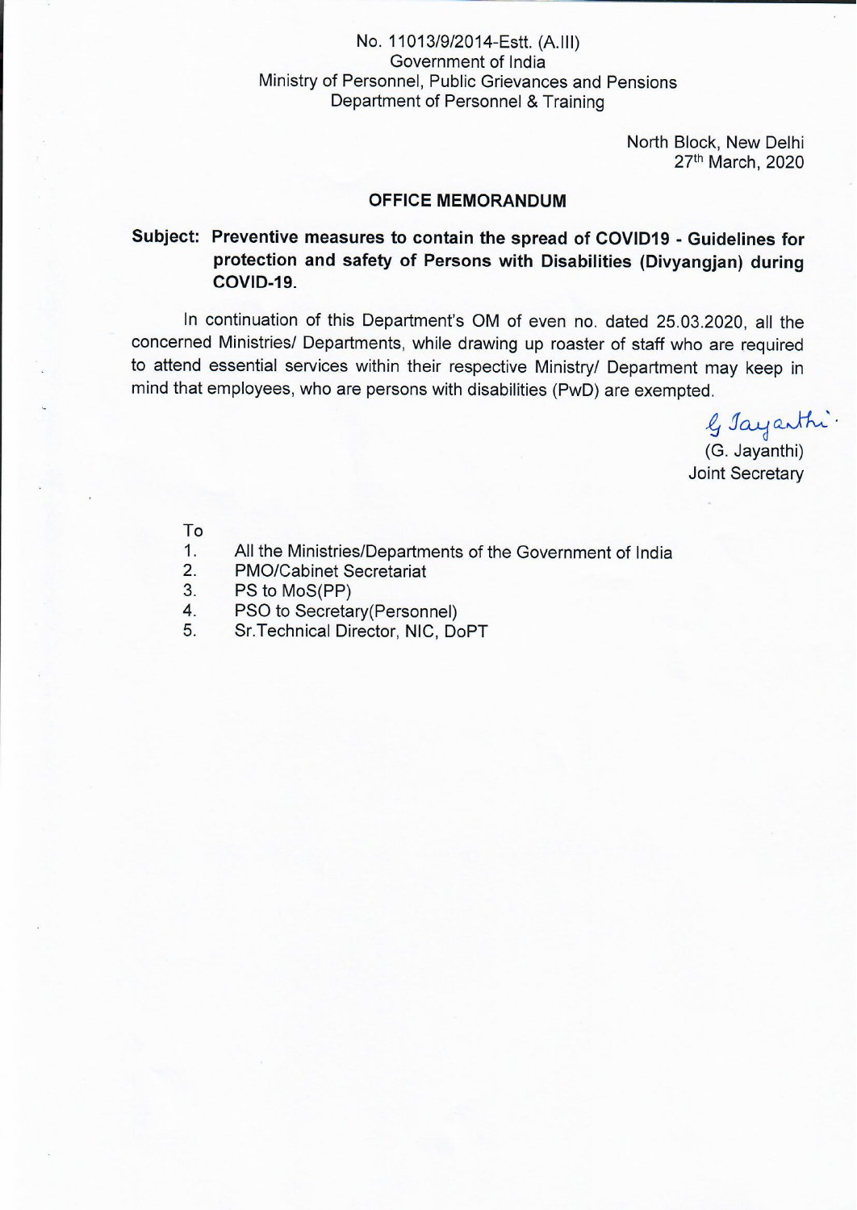No. 11013/9/2014-Estt. (A.III)
Government of India
Ministry of Personnel, Public Grievances and Pensions
Department of Personnel & Training

North Block, New Delhi
27th March, 2020

**OFFICE MEMORANDUM**

**Subject: Preventive measures to contain the spread of COVID19 - Guidelines for protection and safety of Persons with Disabilities (Divyangjan) during COVID-19.**

In continuation of this Department's OM of even no. dated 25.03.2020, all the concerned Ministries/ Departments, while drawing up roaster of staff who are required to attend essential services within their respective Ministry/ Department may keep in mind that employees, who are persons with disabilities (PwD) are exempted.

G Jayanthi
(G. Jayanthi)
Joint Secretary

To

1. All the Ministries/Departments of the Government of India
2. PMO/Cabinet Secretariat
3. PS to MoS(PP)
4. PSO to Secretary(Personnel)
5. Sr.Technical Director, NIC, DoPT